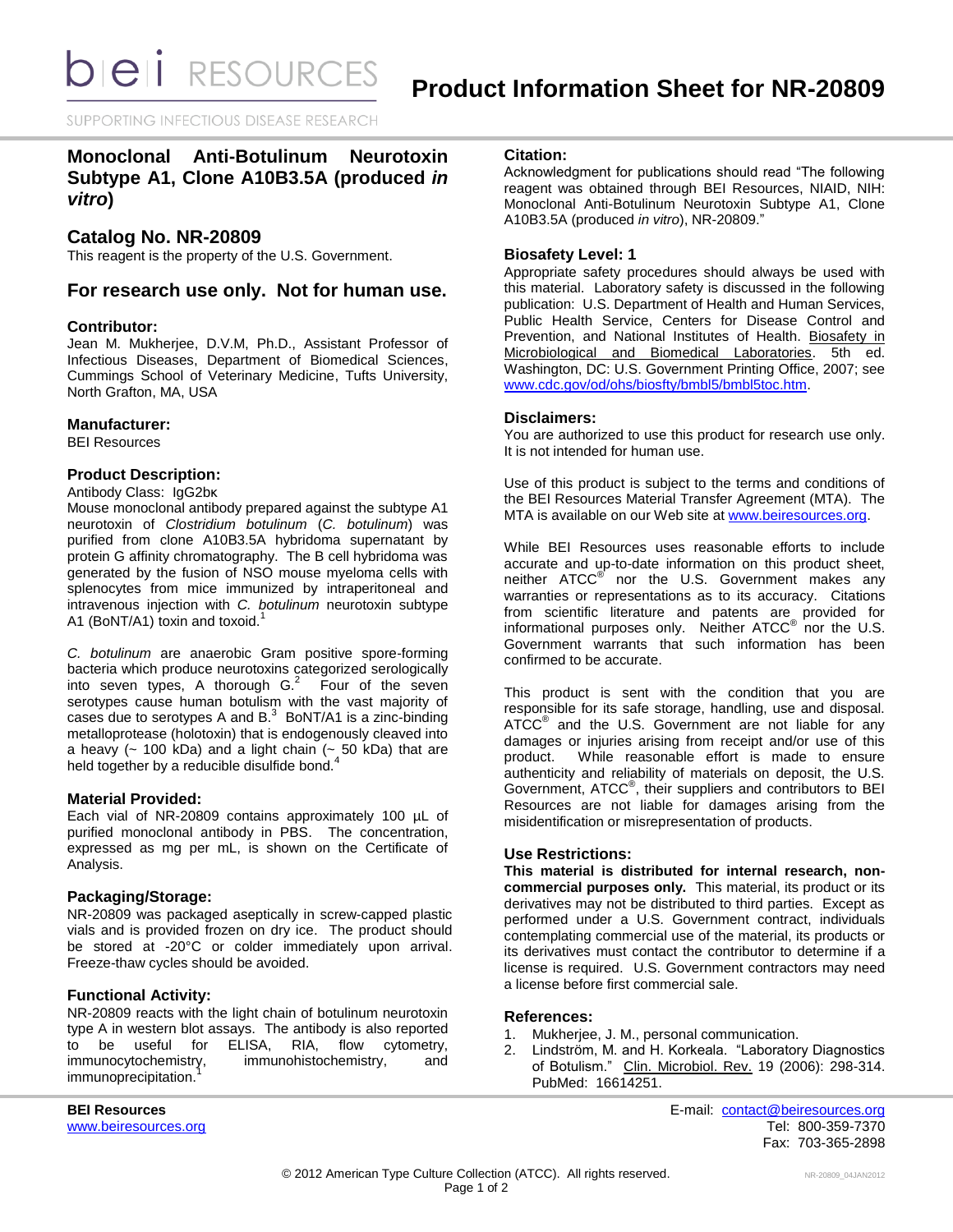# Product Information Sheet for NR-20809

## Monoclonal Anti-Botulinum Neurotoxin Subtype A1, Clone A10B3.5A (produced *in vitro*)

## Catalog No. NR-20809

This reagent is the property of the U.S. Government.

## For research use only. Not for human use.

### Contributor:

Jean M. Mukherjee, D.V.M, Ph.D., Assistant Professor of Infectious Diseases, Department of Biomedical Sciences, Cummings School of Veterinary Medicine, Tufts University, North Grafton, MA, USA

### Manufacturer:

BEI Resources

### Product Description:

Antibody Class: IgG2bκ

Mouse monoclonal antibody prepared against the subtype A1 neurotoxin of *Clostridium botulinum* (*C. botulinum*) was purified from clone A10B3.5A hybridoma supernatant by protein G affinity chromatography. The B cell hybridoma was generated by the fusion of NSO mouse myeloma cells with splenocytes from mice immunized by intraperitoneal and intravenous injection with *C. botulinum* neurotoxin subtype A1 (BoNT/A1) toxin and toxoid.[1]

*C. botulinum* are anaerobic Gram positive spore-forming bacteria which produce neurotoxins categorized serologically into seven types, A thorough G.[2] Four of the seven serotypes cause human botulism with the vast majority of cases due to serotypes A and B.[3] BoNT/A1 is a zinc-binding metalloprotease (holotoxin) that is endogenously cleaved into a heavy (~ 100 kDa) and a light chain (~ 50 kDa) that are held together by a reducible disulfide bond.[4]

### Material Provided:

Each vial of NR-20809 contains approximately 100 µL of purified monoclonal antibody in PBS. The concentration, expressed as mg per mL, is shown on the Certificate of Analysis.

### Packaging/Storage:

NR-20809 was packaged aseptically in screw-capped plastic vials and is provided frozen on dry ice. The product should be stored at -20°C or colder immediately upon arrival. Freeze-thaw cycles should be avoided.

### Functional Activity:

NR-20809 reacts with the light chain of botulinum neurotoxin type A in western blot assays. The antibody is also reported to be useful for ELISA, RIA, flow cytometry, immunocytochemistry, immunohistochemistry, and immunoprecipitation.[1]

### Citation:

Acknowledgment for publications should read "The following reagent was obtained through BEI Resources, NIAID, NIH: Monoclonal Anti-Botulinum Neurotoxin Subtype A1, Clone A10B3.5A (produced *in vitro*), NR-20809."

### Biosafety Level: 1

Appropriate safety procedures should always be used with this material. Laboratory safety is discussed in the following publication: U.S. Department of Health and Human Services, Public Health Service, Centers for Disease Control and Prevention, and National Institutes of Health. Biosafety in Microbiological and Biomedical Laboratories. 5th ed. Washington, DC: U.S. Government Printing Office, 2007; see www.cdc.gov/od/ohs/biosfty/bmbl5/bmbl5toc.htm.

### Disclaimers:

You are authorized to use this product for research use only. It is not intended for human use.

Use of this product is subject to the terms and conditions of the BEI Resources Material Transfer Agreement (MTA). The MTA is available on our Web site at www.beiresources.org.

While BEI Resources uses reasonable efforts to include accurate and up-to-date information on this product sheet, neither ATCC® nor the U.S. Government makes any warranties or representations as to its accuracy. Citations from scientific literature and patents are provided for informational purposes only. Neither ATCC® nor the U.S. Government warrants that such information has been confirmed to be accurate.

This product is sent with the condition that you are responsible for its safe storage, handling, use and disposal. ATCC® and the U.S. Government are not liable for any damages or injuries arising from receipt and/or use of this product. While reasonable effort is made to ensure authenticity and reliability of materials on deposit, the U.S. Government, ATCC®, their suppliers and contributors to BEI Resources are not liable for damages arising from the misidentification or misrepresentation of products.

### Use Restrictions:

**This material is distributed for internal research, non-commercial purposes only.** This material, its product or its derivatives may not be distributed to third parties. Except as performed under a U.S. Government contract, individuals contemplating commercial use of the material, its products or its derivatives must contact the contributor to determine if a license is required. U.S. Government contractors may need a license before first commercial sale.

### References:

1. Mukherjee, J. M., personal communication.
2. Lindström, M. and H. Korkeala. "Laboratory Diagnostics of Botulism." Clin. Microbiol. Rev. 19 (2006): 298-314. PubMed: 16614251.

**BEI Resources**
www.beiresources.org

E-mail: contact@beiresources.org
Tel: 800-359-7370
Fax: 703-365-2898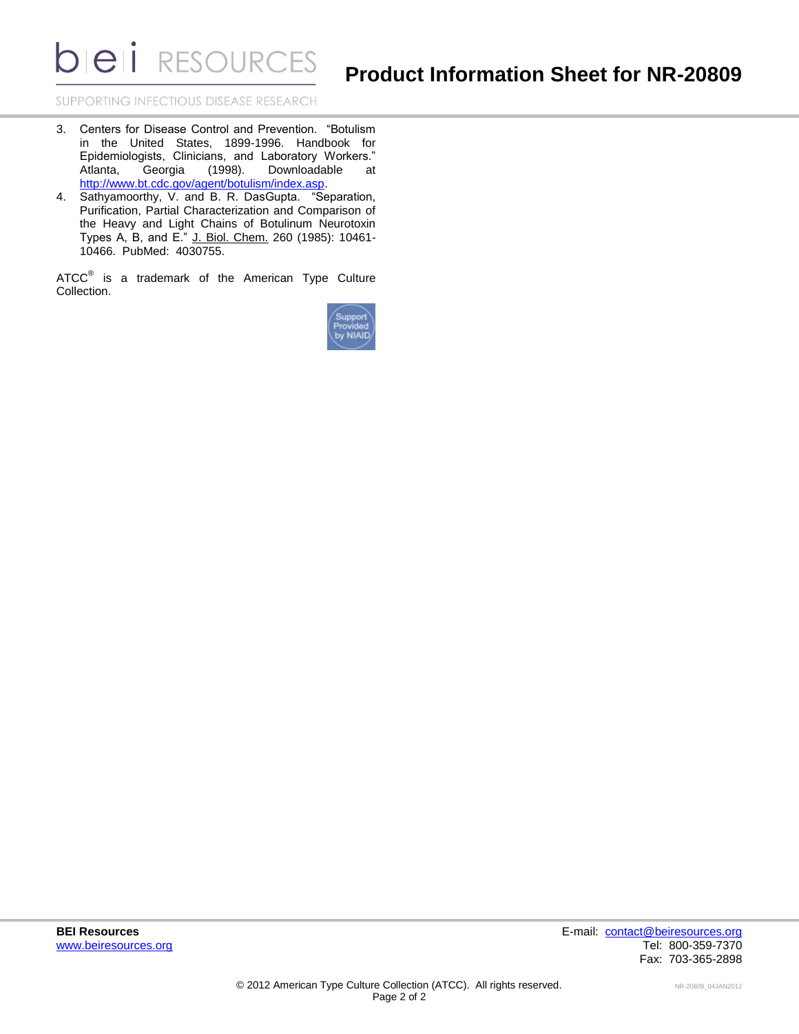3. Centers for Disease Control and Prevention. "Botulism in the United States, 1899-1996. Handbook for Epidemiologists, Clinicians, and Laboratory Workers." Atlanta, Georgia (1998). Downloadable at http://www.bt.cdc.gov/agent/botulism/index.asp.
4. Sathyamoorthy, V. and B. R. DasGupta. "Separation, Purification, Partial Characterization and Comparison of the Heavy and Light Chains of Botulinum Neurotoxin Types A, B, and E." J. Biol. Chem. 260 (1985): 10461-10466. PubMed: 4030755.

ATCC® is a trademark of the American Type Culture Collection.

Support Provided by NIAID

**BEI Resources**
www.beiresources.org

E-mail: contact@beiresources.org
Tel: 800-359-7370
Fax: 703-365-2898

© 2012 American Type Culture Collection (ATCC). All rights reserved.

NR-20809_04JAN2012